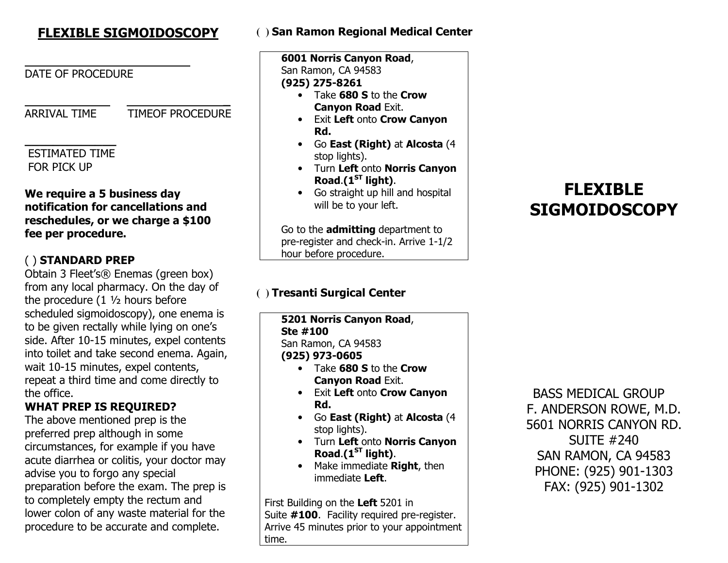# FLEXIBLE SIGMOIDOSCOPY

\_\_\_\_\_\_\_\_\_\_\_\_\_\_\_\_\_\_\_\_\_\_\_\_
DATE OF PROCEDURE

\_\_\_\_\_\_\_\_\_\_\_\_\_\_\_\_ \_\_\_\_\_\_\_\_\_\_\_\_\_\_\_\_
ARRIVAL TIME TIMEOF PROCEDURE

\_\_\_\_\_\_\_\_\_\_\_\_\_\_\_\_
ESTIMATED TIME
FOR PICK UP

**We require a 5 business day notification for cancellations and reschedules, or we charge a $100 fee per procedure.**

( ) **STANDARD PREP**

Obtain 3 Fleet's® Enemas (green box) from any local pharmacy. On the day of the procedure (1 ½ hours before scheduled sigmoidoscopy), one enema is to be given rectally while lying on one's side. After 10-15 minutes, expel contents into toilet and take second enema. Again, wait 10-15 minutes, expel contents, repeat a third time and come directly to the office.

**WHAT PREP IS REQUIRED?**

The above mentioned prep is the preferred prep although in some circumstances, for example if you have acute diarrhea or colitis, your doctor may advise you to forgo any special preparation before the exam. The prep is to completely empty the rectum and lower colon of any waste material for the procedure to be accurate and complete.

( ) **San Ramon Regional Medical Center**

**6001 Norris Canyon Road**,
San Ramon, CA 94583
**(925) 275-8261**

- Take **680 S** to the **Crow Canyon Road** Exit.
- Exit **Left** onto **Crow Canyon Rd.**
- Go **East (Right)** at **Alcosta** (4 stop lights).
- Turn **Left** onto **Norris Canyon Road**.**(1ST light)**.
- Go straight up hill and hospital will be to your left.

Go to the **admitting** department to pre-register and check-in. Arrive 1-1/2 hour before procedure.

( ) **Tresanti Surgical Center**

**5201 Norris Canyon Road**,
**Ste #100**
San Ramon, CA 94583
**(925) 973-0605**

- Take **680 S** to the **Crow Canyon Road** Exit.
- Exit **Left** onto **Crow Canyon Rd.**
- Go **East (Right)** at **Alcosta** (4 stop lights).
- Turn **Left** onto **Norris Canyon Road**.**(1ST light)**.
- Make immediate **Right**, then immediate **Left**.

First Building on the **Left** 5201 in Suite **#100**. Facility required pre-register. Arrive 45 minutes prior to your appointment time.

# FLEXIBLE SIGMOIDOSCOPY

BASS MEDICAL GROUP
F. ANDERSON ROWE, M.D.
5601 NORRIS CANYON RD.
SUITE #240
SAN RAMON, CA 94583
PHONE: (925) 901-1303
FAX: (925) 901-1302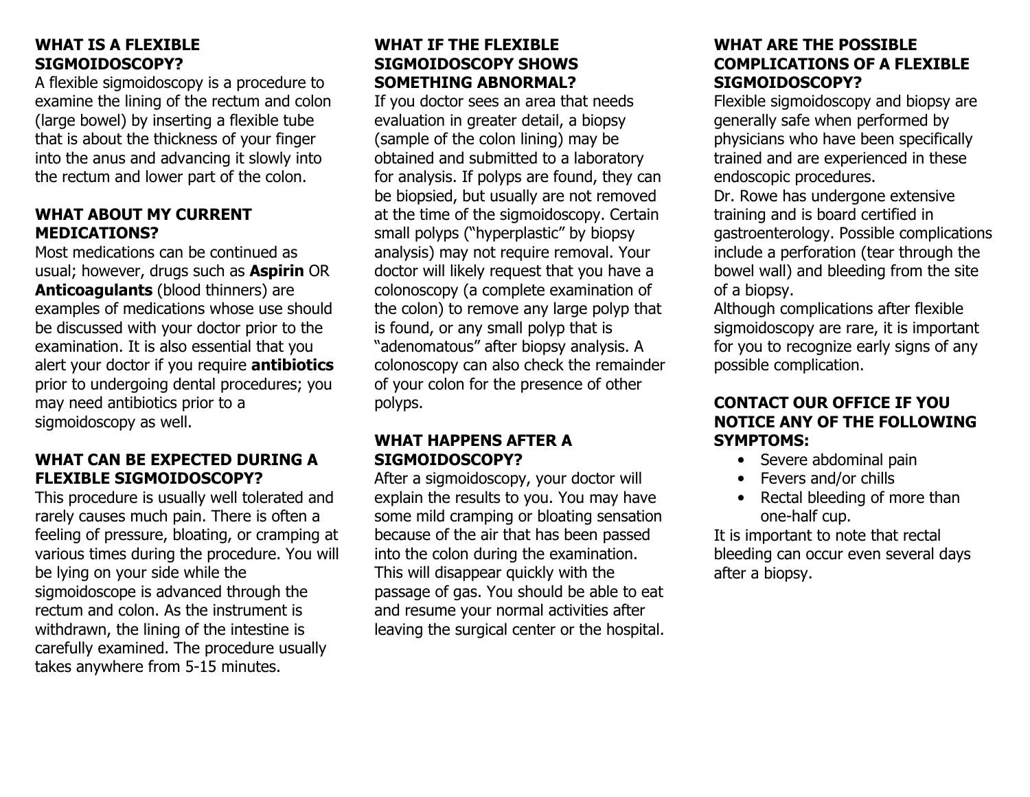## WHAT IS A FLEXIBLE SIGMOIDOSCOPY?

A flexible sigmoidoscopy is a procedure to examine the lining of the rectum and colon (large bowel) by inserting a flexible tube that is about the thickness of your finger into the anus and advancing it slowly into the rectum and lower part of the colon.

## WHAT ABOUT MY CURRENT MEDICATIONS?

Most medications can be continued as usual; however, drugs such as **Aspirin** OR **Anticoagulants** (blood thinners) are examples of medications whose use should be discussed with your doctor prior to the examination. It is also essential that you alert your doctor if you require **antibiotics** prior to undergoing dental procedures; you may need antibiotics prior to a sigmoidoscopy as well.

## WHAT CAN BE EXPECTED DURING A FLEXIBLE SIGMOIDOSCOPY?

This procedure is usually well tolerated and rarely causes much pain. There is often a feeling of pressure, bloating, or cramping at various times during the procedure. You will be lying on your side while the sigmoidoscope is advanced through the rectum and colon. As the instrument is withdrawn, the lining of the intestine is carefully examined. The procedure usually takes anywhere from 5-15 minutes.

## WHAT IF THE FLEXIBLE SIGMOIDOSCOPY SHOWS SOMETHING ABNORMAL?

If you doctor sees an area that needs evaluation in greater detail, a biopsy (sample of the colon lining) may be obtained and submitted to a laboratory for analysis. If polyps are found, they can be biopsied, but usually are not removed at the time of the sigmoidoscopy. Certain small polyps ("hyperplastic" by biopsy analysis) may not require removal. Your doctor will likely request that you have a colonoscopy (a complete examination of the colon) to remove any large polyp that is found, or any small polyp that is "adenomatous" after biopsy analysis. A colonoscopy can also check the remainder of your colon for the presence of other polyps.

## WHAT HAPPENS AFTER A SIGMOIDOSCOPY?

After a sigmoidoscopy, your doctor will explain the results to you. You may have some mild cramping or bloating sensation because of the air that has been passed into the colon during the examination. This will disappear quickly with the passage of gas. You should be able to eat and resume your normal activities after leaving the surgical center or the hospital.

## WHAT ARE THE POSSIBLE COMPLICATIONS OF A FLEXIBLE SIGMOIDOSCOPY?

Flexible sigmoidoscopy and biopsy are generally safe when performed by physicians who have been specifically trained and are experienced in these endoscopic procedures.

Dr. Rowe has undergone extensive training and is board certified in gastroenterology. Possible complications include a perforation (tear through the bowel wall) and bleeding from the site of a biopsy.

Although complications after flexible sigmoidoscopy are rare, it is important for you to recognize early signs of any possible complication.

## CONTACT OUR OFFICE IF YOU NOTICE ANY OF THE FOLLOWING SYMPTOMS:

- Severe abdominal pain
- Fevers and/or chills
- Rectal bleeding of more than one-half cup.

It is important to note that rectal bleeding can occur even several days after a biopsy.